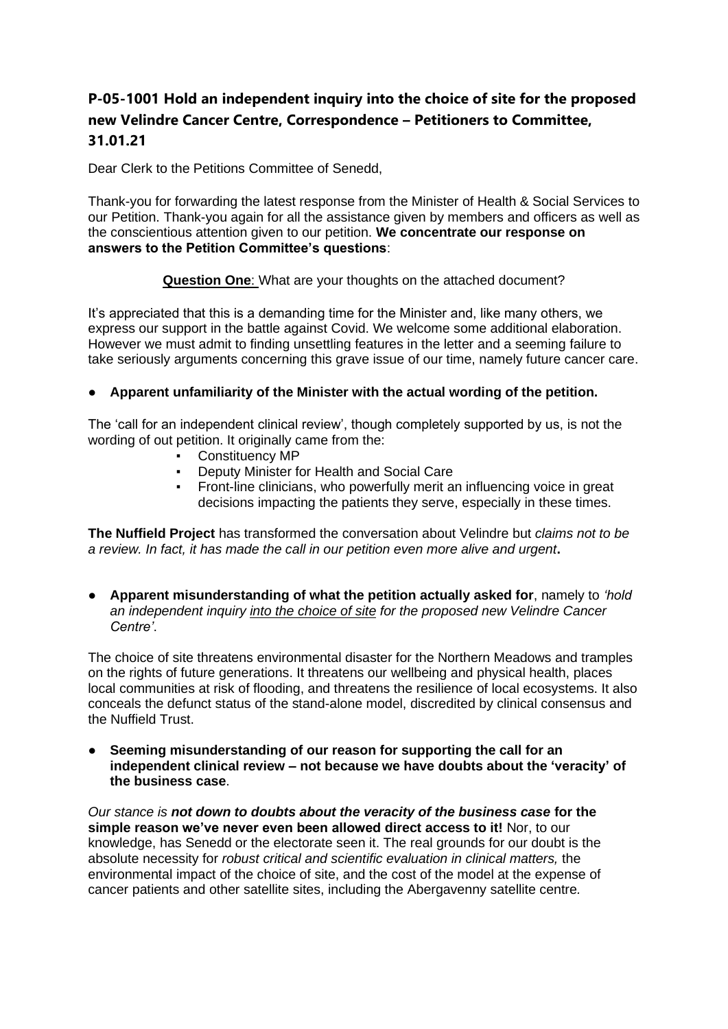# P-05-1001 Hold an independent inquiry into the choice of site for the proposed new Velindre Cancer Centre, Correspondence – Petitioners to Committee, 31.01.21

Dear Clerk to the Petitions Committee of Senedd,

Thank-you for forwarding the latest response from the Minister of Health & Social Services to our Petition. Thank-you again for all the assistance given by members and officers as well as the conscientious attention given to our petition. **We concentrate our response on answers to the Petition Committee's questions**:

**Question One**: What are your thoughts on the attached document?

It's appreciated that this is a demanding time for the Minister and, like many others, we express our support in the battle against Covid. We welcome some additional elaboration. However we must admit to finding unsettling features in the letter and a seeming failure to take seriously arguments concerning this grave issue of our time, namely future cancer care.

- **Apparent unfamiliarity of the Minister with the actual wording of the petition.**

The 'call for an independent clinical review', though completely supported by us, is not the wording of out petition. It originally came from the:

- Constituency MP
- Deputy Minister for Health and Social Care
- Front-line clinicians, who powerfully merit an influencing voice in great decisions impacting the patients they serve, especially in these times.

**The Nuffield Project** has transformed the conversation about Velindre but *claims not to be a review. In fact, it has made the call in our petition even more alive and urgent***.**

- **Apparent misunderstanding of what the petition actually asked for**, namely to *'hold an independent inquiry into the choice of site for the proposed new Velindre Cancer Centre'*.

The choice of site threatens environmental disaster for the Northern Meadows and tramples on the rights of future generations. It threatens our wellbeing and physical health, places local communities at risk of flooding, and threatens the resilience of local ecosystems. It also conceals the defunct status of the stand-alone model, discredited by clinical consensus and the Nuffield Trust.

- **Seeming misunderstanding of our reason for supporting the call for an independent clinical review – not because we have doubts about the 'veracity' of the business case**.

*Our stance is **not down to doubts about the veracity of the business case*** **for the simple reason we've never even been allowed direct access to it!** Nor, to our knowledge, has Senedd or the electorate seen it. The real grounds for our doubt is the absolute necessity for *robust critical and scientific evaluation in clinical matters,* the environmental impact of the choice of site, and the cost of the model at the expense of cancer patients and other satellite sites, including the Abergavenny satellite centre.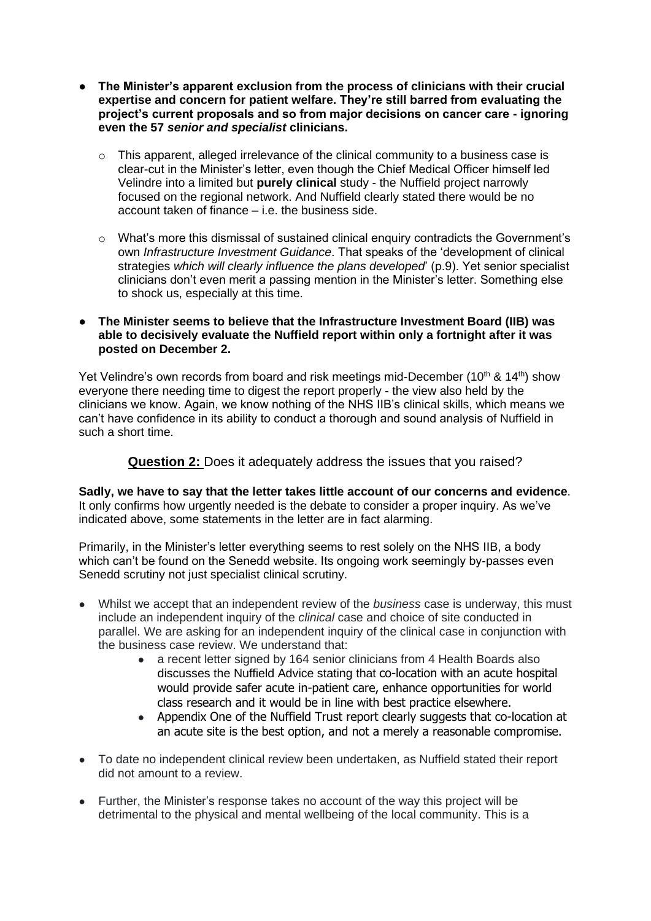- **The Minister's apparent exclusion from the process of clinicians with their crucial expertise and concern for patient welfare. They're still barred from evaluating the project's current proposals and so from major decisions on cancer care - ignoring even the 57 *senior and specialist* clinicians.**
  - This apparent, alleged irrelevance of the clinical community to a business case is clear-cut in the Minister's letter, even though the Chief Medical Officer himself led Velindre into a limited but **purely clinical** study - the Nuffield project narrowly focused on the regional network. And Nuffield clearly stated there would be no account taken of finance – i.e. the business side.
  - What's more this dismissal of sustained clinical enquiry contradicts the Government's own *Infrastructure Investment Guidance*. That speaks of the 'development of clinical strategies *which will clearly influence the plans developed*' (p.9). Yet senior specialist clinicians don't even merit a passing mention in the Minister's letter. Something else to shock us, especially at this time.

- **The Minister seems to believe that the Infrastructure Investment Board (IIB) was able to decisively evaluate the Nuffield report within only a fortnight after it was posted on December 2.**

Yet Velindre's own records from board and risk meetings mid-December (10th & 14th) show everyone there needing time to digest the report properly - the view also held by the clinicians we know. Again, we know nothing of the NHS IIB's clinical skills, which means we can't have confidence in its ability to conduct a thorough and sound analysis of Nuffield in such a short time.

## **Question 2:** Does it adequately address the issues that you raised?

**Sadly, we have to say that the letter takes little account of our concerns and evidence**. It only confirms how urgently needed is the debate to consider a proper inquiry. As we've indicated above, some statements in the letter are in fact alarming.

Primarily, in the Minister's letter everything seems to rest solely on the NHS IIB, a body which can't be found on the Senedd website. Its ongoing work seemingly by-passes even Senedd scrutiny not just specialist clinical scrutiny.

- Whilst we accept that an independent review of the *business* case is underway, this must include an independent inquiry of the *clinical* case and choice of site conducted in parallel. We are asking for an independent inquiry of the clinical case in conjunction with the business case review. We understand that:
  - a recent letter signed by 164 senior clinicians from 4 Health Boards also discusses the Nuffield Advice stating that co-location with an acute hospital would provide safer acute in-patient care, enhance opportunities for world class research and it would be in line with best practice elsewhere.
  - Appendix One of the Nuffield Trust report clearly suggests that co-location at an acute site is the best option, and not a merely a reasonable compromise.
- To date no independent clinical review been undertaken, as Nuffield stated their report did not amount to a review.
- Further, the Minister's response takes no account of the way this project will be detrimental to the physical and mental wellbeing of the local community. This is a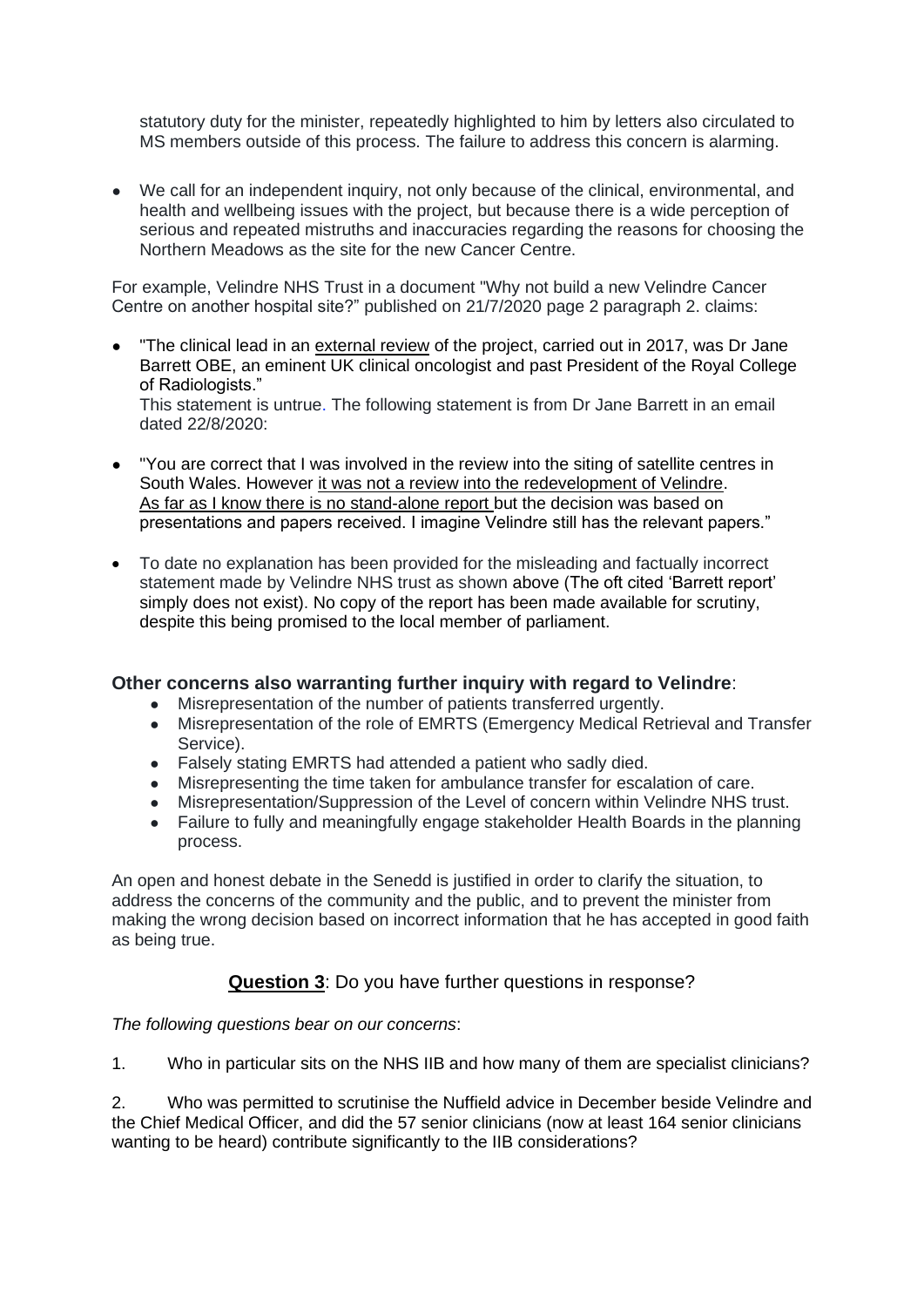statutory duty for the minister, repeatedly highlighted to him by letters also circulated to MS members outside of this process. The failure to address this concern is alarming.

- We call for an independent inquiry, not only because of the clinical, environmental, and health and wellbeing issues with the project, but because there is a wide perception of serious and repeated mistruths and inaccuracies regarding the reasons for choosing the Northern Meadows as the site for the new Cancer Centre.

For example, Velindre NHS Trust in a document "Why not build a new Velindre Cancer Centre on another hospital site?" published on 21/7/2020 page 2 paragraph 2. claims:

- "The clinical lead in an external review of the project, carried out in 2017, was Dr Jane Barrett OBE, an eminent UK clinical oncologist and past President of the Royal College of Radiologists."
  This statement is untrue. The following statement is from Dr Jane Barrett in an email dated 22/8/2020:

- "You are correct that I was involved in the review into the siting of satellite centres in South Wales. However it was not a review into the redevelopment of Velindre. As far as I know there is no stand-alone report but the decision was based on presentations and papers received. I imagine Velindre still has the relevant papers."

- To date no explanation has been provided for the misleading and factually incorrect statement made by Velindre NHS trust as shown above (The oft cited 'Barrett report' simply does not exist). No copy of the report has been made available for scrutiny, despite this being promised to the local member of parliament.

### Other concerns also warranting further inquiry with regard to Velindre:

- Misrepresentation of the number of patients transferred urgently.
- Misrepresentation of the role of EMRTS (Emergency Medical Retrieval and Transfer Service).
- Falsely stating EMRTS had attended a patient who sadly died.
- Misrepresenting the time taken for ambulance transfer for escalation of care.
- Misrepresentation/Suppression of the Level of concern within Velindre NHS trust.
- Failure to fully and meaningfully engage stakeholder Health Boards in the planning process.

An open and honest debate in the Senedd is justified in order to clarify the situation, to address the concerns of the community and the public, and to prevent the minister from making the wrong decision based on incorrect information that he has accepted in good faith as being true.

**Question 3**: Do you have further questions in response?

*The following questions bear on our concerns*:

1. Who in particular sits on the NHS IIB and how many of them are specialist clinicians?

2. Who was permitted to scrutinise the Nuffield advice in December beside Velindre and the Chief Medical Officer, and did the 57 senior clinicians (now at least 164 senior clinicians wanting to be heard) contribute significantly to the IIB considerations?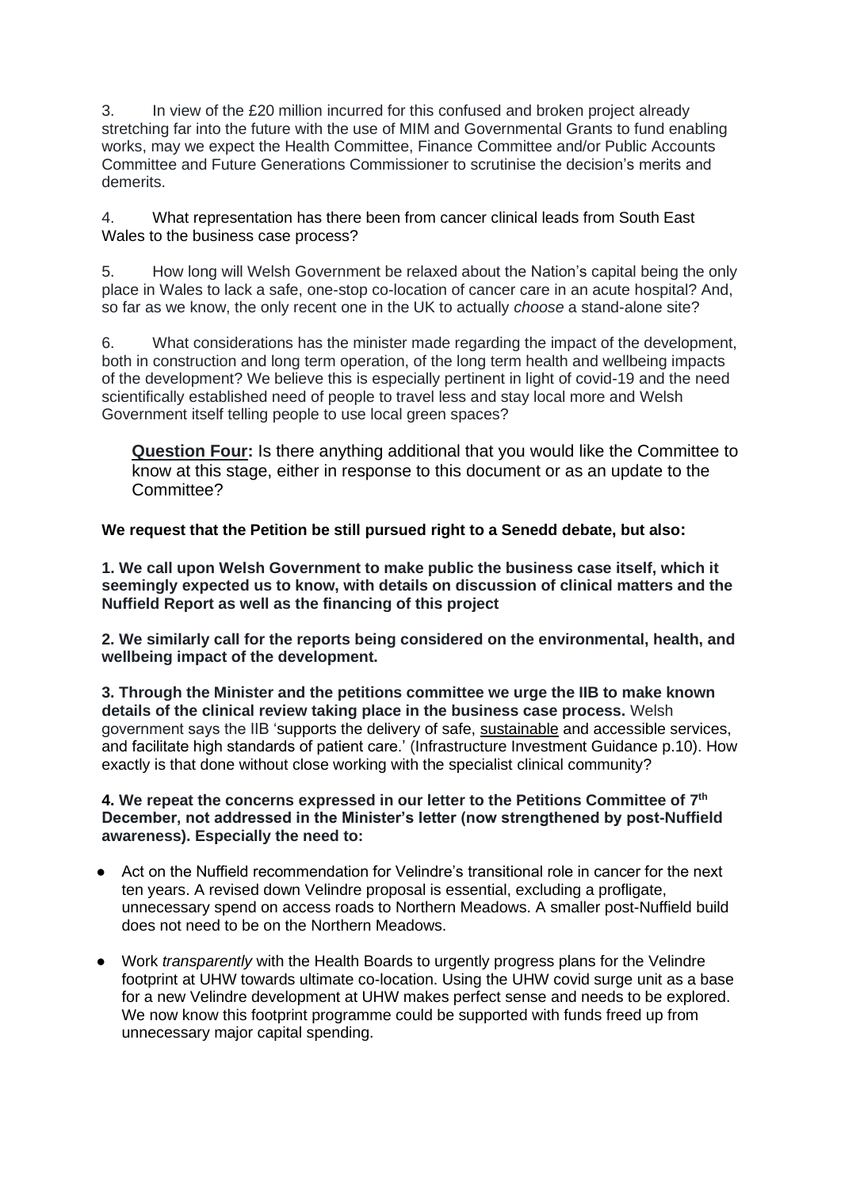3. In view of the £20 million incurred for this confused and broken project already stretching far into the future with the use of MIM and Governmental Grants to fund enabling works, may we expect the Health Committee, Finance Committee and/or Public Accounts Committee and Future Generations Commissioner to scrutinise the decision's merits and demerits.

4. What representation has there been from cancer clinical leads from South East Wales to the business case process?

5. How long will Welsh Government be relaxed about the Nation's capital being the only place in Wales to lack a safe, one-stop co-location of cancer care in an acute hospital? And, so far as we know, the only recent one in the UK to actually *choose* a stand-alone site?

6. What considerations has the minister made regarding the impact of the development, both in construction and long term operation, of the long term health and wellbeing impacts of the development? We believe this is especially pertinent in light of covid-19 and the need scientifically established need of people to travel less and stay local more and Welsh Government itself telling people to use local green spaces?

**Question Four:** Is there anything additional that you would like the Committee to know at this stage, either in response to this document or as an update to the Committee?

**We request that the Petition be still pursued right to a Senedd debate, but also:**

**1. We call upon Welsh Government to make public the business case itself, which it seemingly expected us to know, with details on discussion of clinical matters and the Nuffield Report as well as the financing of this project**

**2. We similarly call for the reports being considered on the environmental, health, and wellbeing impact of the development.**

**3. Through the Minister and the petitions committee we urge the IIB to make known details of the clinical review taking place in the business case process.** Welsh government says the IIB 'supports the delivery of safe, sustainable and accessible services, and facilitate high standards of patient care.' (Infrastructure Investment Guidance p.10). How exactly is that done without close working with the specialist clinical community?

**4. We repeat the concerns expressed in our letter to the Petitions Committee of 7th December, not addressed in the Minister's letter (now strengthened by post-Nuffield awareness). Especially the need to:**

- Act on the Nuffield recommendation for Velindre's transitional role in cancer for the next ten years. A revised down Velindre proposal is essential, excluding a profligate, unnecessary spend on access roads to Northern Meadows. A smaller post-Nuffield build does not need to be on the Northern Meadows.
- Work *transparently* with the Health Boards to urgently progress plans for the Velindre footprint at UHW towards ultimate co-location. Using the UHW covid surge unit as a base for a new Velindre development at UHW makes perfect sense and needs to be explored. We now know this footprint programme could be supported with funds freed up from unnecessary major capital spending.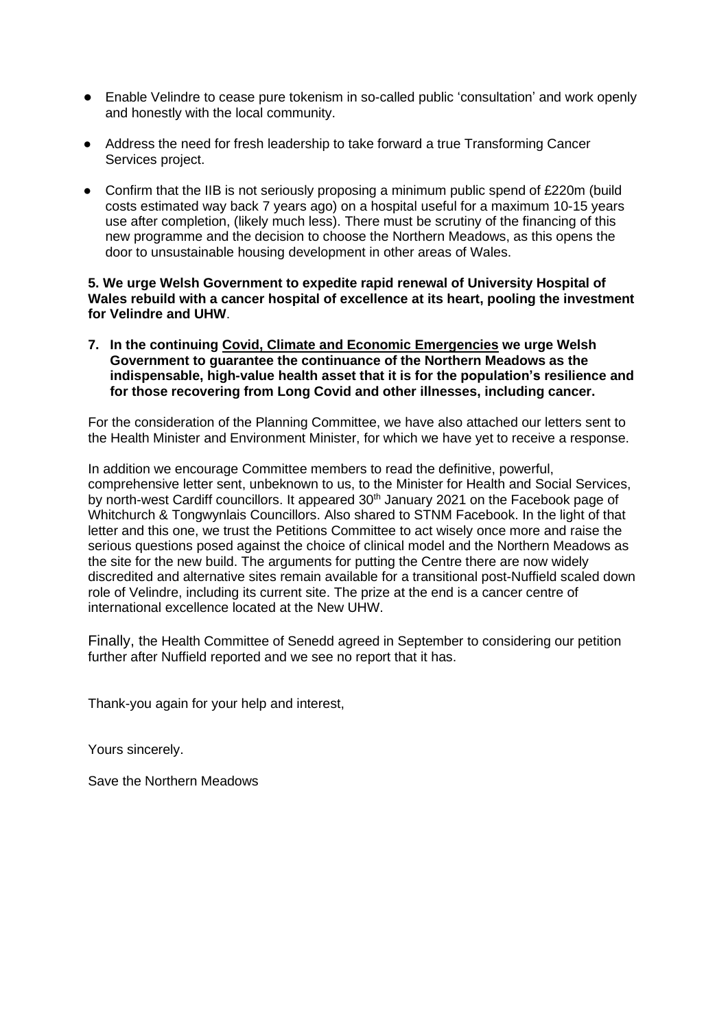- Enable Velindre to cease pure tokenism in so-called public 'consultation' and work openly and honestly with the local community.
- Address the need for fresh leadership to take forward a true Transforming Cancer Services project.
- Confirm that the IIB is not seriously proposing a minimum public spend of £220m (build costs estimated way back 7 years ago) on a hospital useful for a maximum 10-15 years use after completion, (likely much less). There must be scrutiny of the financing of this new programme and the decision to choose the Northern Meadows, as this opens the door to unsustainable housing development in other areas of Wales.

**5. We urge Welsh Government to expedite rapid renewal of University Hospital of Wales rebuild with a cancer hospital of excellence at its heart, pooling the investment for Velindre and UHW**.

**7. In the continuing Covid, Climate and Economic Emergencies we urge Welsh Government to guarantee the continuance of the Northern Meadows as the indispensable, high-value health asset that it is for the population's resilience and for those recovering from Long Covid and other illnesses, including cancer.**

For the consideration of the Planning Committee, we have also attached our letters sent to the Health Minister and Environment Minister, for which we have yet to receive a response.

In addition we encourage Committee members to read the definitive, powerful, comprehensive letter sent, unbeknown to us, to the Minister for Health and Social Services, by north-west Cardiff councillors. It appeared 30th January 2021 on the Facebook page of Whitchurch & Tongwynlais Councillors. Also shared to STNM Facebook. In the light of that letter and this one, we trust the Petitions Committee to act wisely once more and raise the serious questions posed against the choice of clinical model and the Northern Meadows as the site for the new build. The arguments for putting the Centre there are now widely discredited and alternative sites remain available for a transitional post-Nuffield scaled down role of Velindre, including its current site. The prize at the end is a cancer centre of international excellence located at the New UHW.

Finally, the Health Committee of Senedd agreed in September to considering our petition further after Nuffield reported and we see no report that it has.

Thank-you again for your help and interest,

Yours sincerely.

Save the Northern Meadows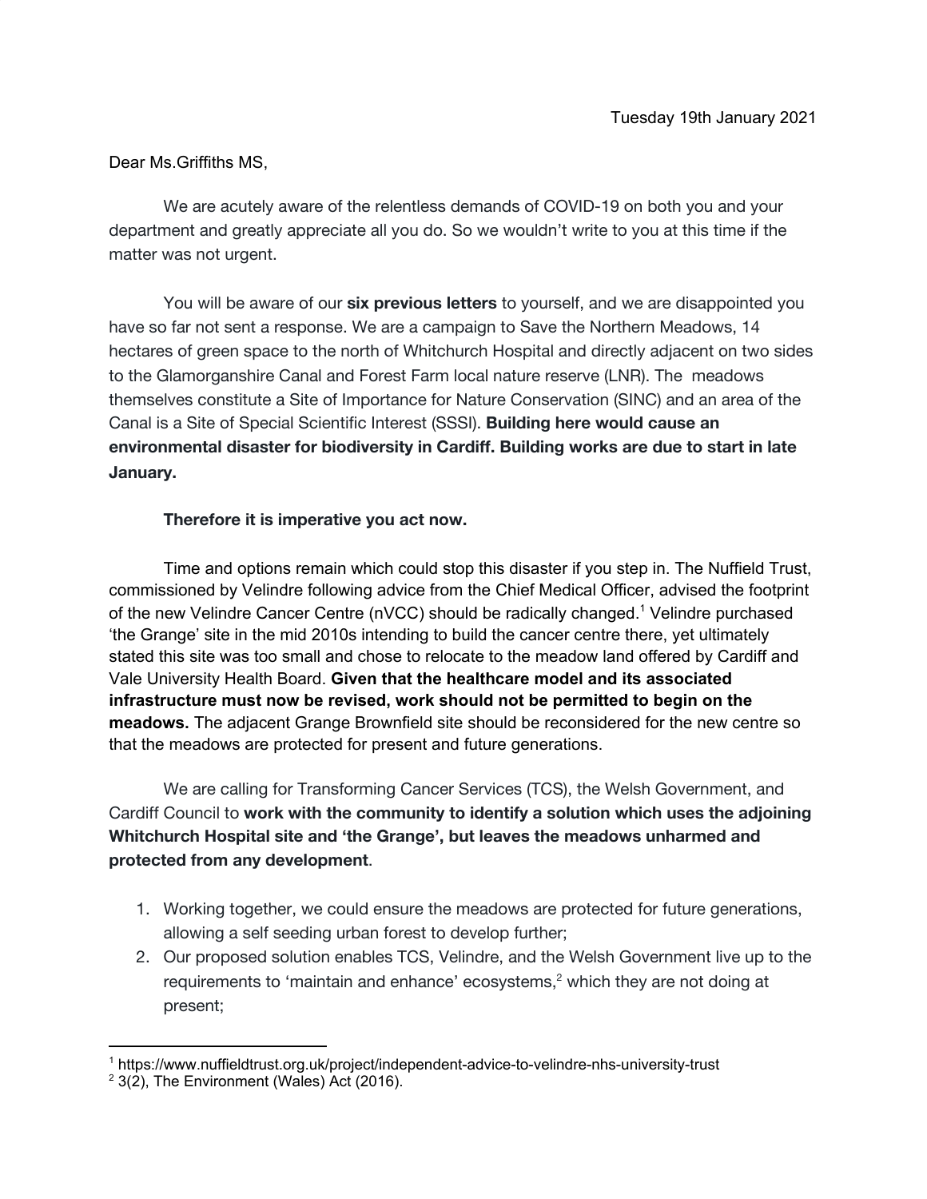Tuesday 19th January 2021

Dear Ms.Griffiths MS,

We are acutely aware of the relentless demands of COVID-19 on both you and your department and greatly appreciate all you do. So we wouldn't write to you at this time if the matter was not urgent.

You will be aware of our **six previous letters** to yourself, and we are disappointed you have so far not sent a response. We are a campaign to Save the Northern Meadows, 14 hectares of green space to the north of Whitchurch Hospital and directly adjacent on two sides to the Glamorganshire Canal and Forest Farm local nature reserve (LNR). The meadows themselves constitute a Site of Importance for Nature Conservation (SINC) and an area of the Canal is a Site of Special Scientific Interest (SSSI). **Building here would cause an environmental disaster for biodiversity in Cardiff. Building works are due to start in late January.**

**Therefore it is imperative you act now.**

Time and options remain which could stop this disaster if you step in. The Nuffield Trust, commissioned by Velindre following advice from the Chief Medical Officer, advised the footprint of the new Velindre Cancer Centre (nVCC) should be radically changed.[1] Velindre purchased 'the Grange' site in the mid 2010s intending to build the cancer centre there, yet ultimately stated this site was too small and chose to relocate to the meadow land offered by Cardiff and Vale University Health Board. **Given that the healthcare model and its associated infrastructure must now be revised, work should not be permitted to begin on the meadows.** The adjacent Grange Brownfield site should be reconsidered for the new centre so that the meadows are protected for present and future generations.

We are calling for Transforming Cancer Services (TCS), the Welsh Government, and Cardiff Council to **work with the community to identify a solution which uses the adjoining Whitchurch Hospital site and 'the Grange', but leaves the meadows unharmed and protected from any development**.

1. Working together, we could ensure the meadows are protected for future generations, allowing a self seeding urban forest to develop further;
2. Our proposed solution enables TCS, Velindre, and the Welsh Government live up to the requirements to 'maintain and enhance' ecosystems,[2] which they are not doing at present;

---

[1] https://www.nuffieldtrust.org.uk/project/independent-advice-to-velindre-nhs-university-trust

[2] 3(2), The Environment (Wales) Act (2016).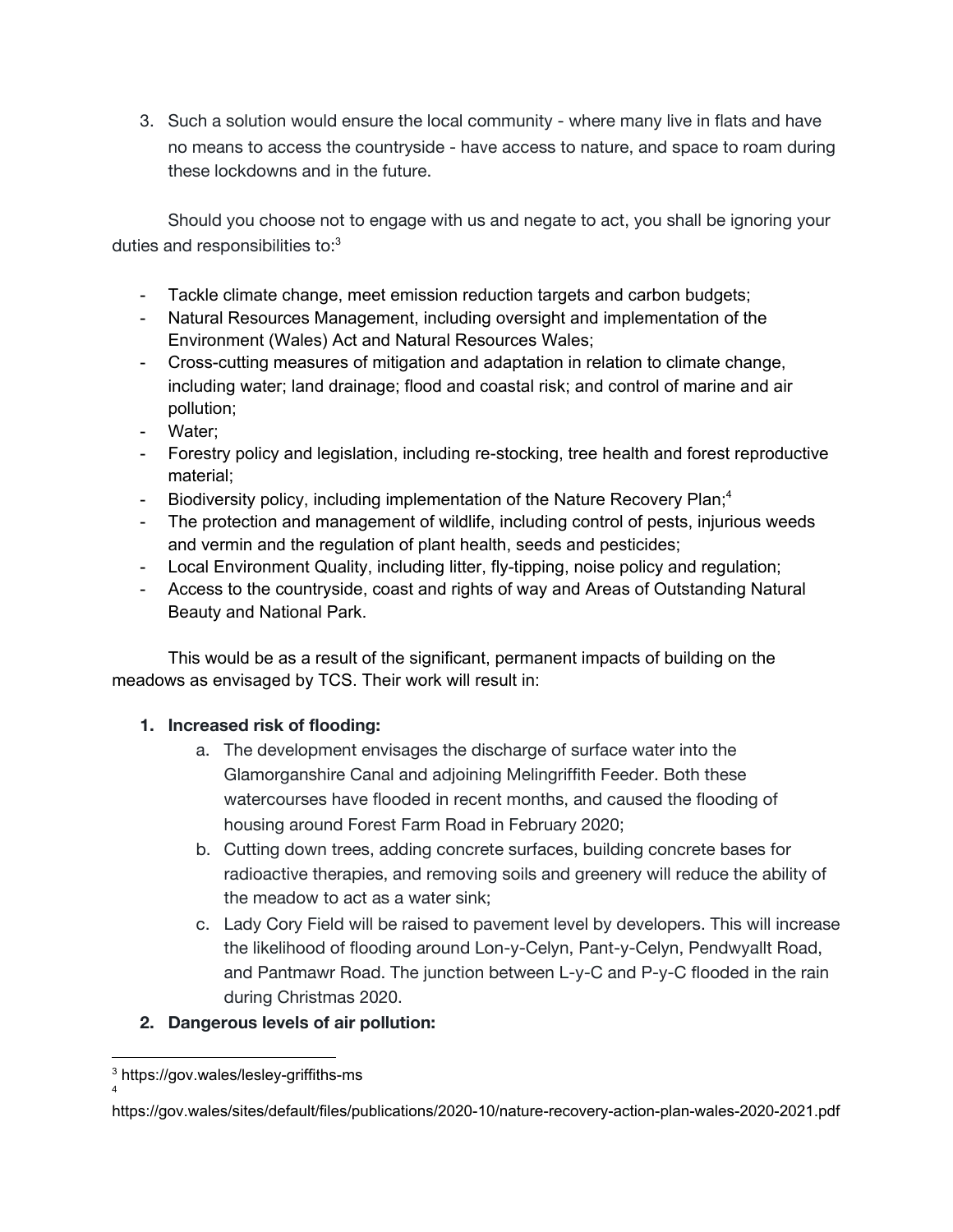3. Such a solution would ensure the local community - where many live in flats and have no means to access the countryside - have access to nature, and space to roam during these lockdowns and in the future.

Should you choose not to engage with us and negate to act, you shall be ignoring your duties and responsibilities to:[3]

- Tackle climate change, meet emission reduction targets and carbon budgets;
- Natural Resources Management, including oversight and implementation of the Environment (Wales) Act and Natural Resources Wales;
- Cross-cutting measures of mitigation and adaptation in relation to climate change, including water; land drainage; flood and coastal risk; and control of marine and air pollution;
- Water;
- Forestry policy and legislation, including re-stocking, tree health and forest reproductive material;
- Biodiversity policy, including implementation of the Nature Recovery Plan;[4]
- The protection and management of wildlife, including control of pests, injurious weeds and vermin and the regulation of plant health, seeds and pesticides;
- Local Environment Quality, including litter, fly-tipping, noise policy and regulation;
- Access to the countryside, coast and rights of way and Areas of Outstanding Natural Beauty and National Park.

This would be as a result of the significant, permanent impacts of building on the meadows as envisaged by TCS. Their work will result in:

1. **Increased risk of flooding:**
   a. The development envisages the discharge of surface water into the Glamorganshire Canal and adjoining Melingriffith Feeder. Both these watercourses have flooded in recent months, and caused the flooding of housing around Forest Farm Road in February 2020;
   b. Cutting down trees, adding concrete surfaces, building concrete bases for radioactive therapies, and removing soils and greenery will reduce the ability of the meadow to act as a water sink;
   c. Lady Cory Field will be raised to pavement level by developers. This will increase the likelihood of flooding around Lon-y-Celyn, Pant-y-Celyn, Pendwyallt Road, and Pantmawr Road. The junction between L-y-C and P-y-C flooded in the rain during Christmas 2020.
2. **Dangerous levels of air pollution:**

[3] https://gov.wales/lesley-griffiths-ms

[4] https://gov.wales/sites/default/files/publications/2020-10/nature-recovery-action-plan-wales-2020-2021.pdf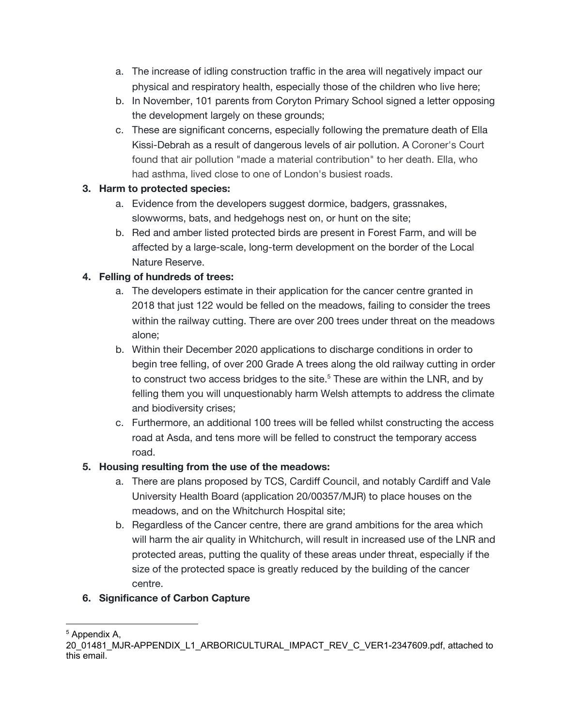a. The increase of idling construction traffic in the area will negatively impact our physical and respiratory health, especially those of the children who live here;
   b. In November, 101 parents from Coryton Primary School signed a letter opposing the development largely on these grounds;
   c. These are significant concerns, especially following the premature death of Ella Kissi-Debrah as a result of dangerous levels of air pollution. A Coroner's Court found that air pollution "made a material contribution" to her death. Ella, who had asthma, lived close to one of London's busiest roads.

3. **Harm to protected species:**
   a. Evidence from the developers suggest dormice, badgers, grassnakes, slowworms, bats, and hedgehogs nest on, or hunt on the site;
   b. Red and amber listed protected birds are present in Forest Farm, and will be affected by a large-scale, long-term development on the border of the Local Nature Reserve.

4. **Felling of hundreds of trees:**
   a. The developers estimate in their application for the cancer centre granted in 2018 that just 122 would be felled on the meadows, failing to consider the trees within the railway cutting. There are over 200 trees under threat on the meadows alone;
   b. Within their December 2020 applications to discharge conditions in order to begin tree felling, of over 200 Grade A trees along the old railway cutting in order to construct two access bridges to the site.[5] These are within the LNR, and by felling them you will unquestionably harm Welsh attempts to address the climate and biodiversity crises;
   c. Furthermore, an additional 100 trees will be felled whilst constructing the access road at Asda, and tens more will be felled to construct the temporary access road.

5. **Housing resulting from the use of the meadows:**
   a. There are plans proposed by TCS, Cardiff Council, and notably Cardiff and Vale University Health Board (application 20/00357/MJR) to place houses on the meadows, and on the Whitchurch Hospital site;
   b. Regardless of the Cancer centre, there are grand ambitions for the area which will harm the air quality in Whitchurch, will result in increased use of the LNR and protected areas, putting the quality of these areas under threat, especially if the size of the protected space is greatly reduced by the building of the cancer centre.

6. **Significance of Carbon Capture**

---

[5] Appendix A, 20_01481_MJR-APPENDIX_L1_ARBORICULTURAL_IMPACT_REV_C_VER1-2347609.pdf, attached to this email.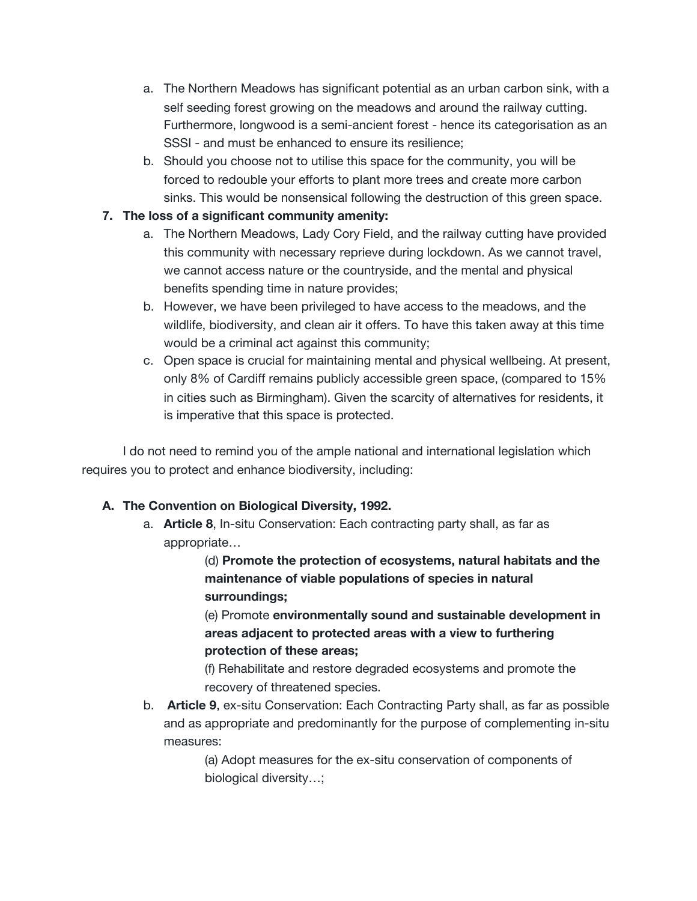a. The Northern Meadows has significant potential as an urban carbon sink, with a self seeding forest growing on the meadows and around the railway cutting. Furthermore, longwood is a semi-ancient forest - hence its categorisation as an SSSI - and must be enhanced to ensure its resilience;
   b. Should you choose not to utilise this space for the community, you will be forced to redouble your efforts to plant more trees and create more carbon sinks. This would be nonsensical following the destruction of this green space.

7. **The loss of a significant community amenity:**
   a. The Northern Meadows, Lady Cory Field, and the railway cutting have provided this community with necessary reprieve during lockdown. As we cannot travel, we cannot access nature or the countryside, and the mental and physical benefits spending time in nature provides;
   b. However, we have been privileged to have access to the meadows, and the wildlife, biodiversity, and clean air it offers. To have this taken away at this time would be a criminal act against this community;
   c. Open space is crucial for maintaining mental and physical wellbeing. At present, only 8% of Cardiff remains publicly accessible green space, (compared to 15% in cities such as Birmingham). Given the scarcity of alternatives for residents, it is imperative that this space is protected.

I do not need to remind you of the ample national and international legislation which requires you to protect and enhance biodiversity, including:

A. **The Convention on Biological Diversity, 1992.**
   a. **Article 8**, In-situ Conservation: Each contracting party shall, as far as appropriate…

      (d) **Promote the protection of ecosystems, natural habitats and the maintenance of viable populations of species in natural surroundings;**

      (e) Promote **environmentally sound and sustainable development in areas adjacent to protected areas with a view to furthering protection of these areas;**

      (f) Rehabilitate and restore degraded ecosystems and promote the recovery of threatened species.

   b. **Article 9**, ex-situ Conservation: Each Contracting Party shall, as far as possible and as appropriate and predominantly for the purpose of complementing in-situ measures:

      (a) Adopt measures for the ex-situ conservation of components of biological diversity…;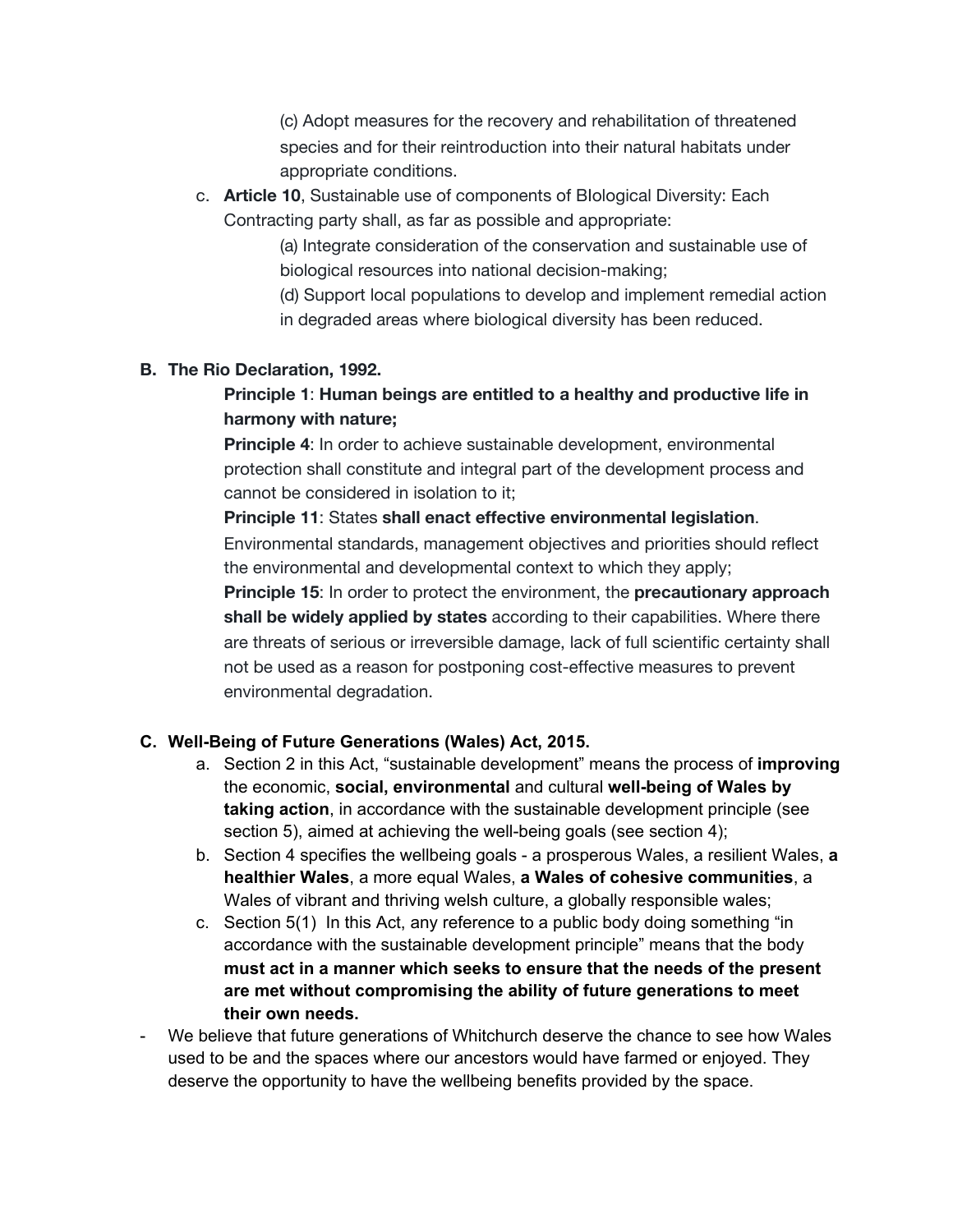(c) Adopt measures for the recovery and rehabilitation of threatened species and for their reintroduction into their natural habitats under appropriate conditions.

c. **Article 10**, Sustainable use of components of BIological Diversity: Each Contracting party shall, as far as possible and appropriate:

    (a) Integrate consideration of the conservation and sustainable use of biological resources into national decision-making;

    (d) Support local populations to develop and implement remedial action in degraded areas where biological diversity has been reduced.

**B. The Rio Declaration, 1992.**

**Principle 1**: **Human beings are entitled to a healthy and productive life in harmony with nature;**

**Principle 4**: In order to achieve sustainable development, environmental protection shall constitute and integral part of the development process and cannot be considered in isolation to it;

**Principle 11**: States **shall enact effective environmental legislation**. Environmental standards, management objectives and priorities should reflect the environmental and developmental context to which they apply;

**Principle 15**: In order to protect the environment, the **precautionary approach shall be widely applied by states** according to their capabilities. Where there are threats of serious or irreversible damage, lack of full scientific certainty shall not be used as a reason for postponing cost-effective measures to prevent environmental degradation.

**C. Well-Being of Future Generations (Wales) Act, 2015.**

a. Section 2 in this Act, "sustainable development" means the process of **improving** the economic, **social, environmental** and cultural **well-being of Wales by taking action**, in accordance with the sustainable development principle (see section 5), aimed at achieving the well-being goals (see section 4);

b. Section 4 specifies the wellbeing goals - a prosperous Wales, a resilient Wales, **a healthier Wales**, a more equal Wales, **a Wales of cohesive communities**, a Wales of vibrant and thriving welsh culture, a globally responsible wales;

c. Section 5(1) In this Act, any reference to a public body doing something "in accordance with the sustainable development principle" means that the body **must act in a manner which seeks to ensure that the needs of the present are met without compromising the ability of future generations to meet their own needs.**

- We believe that future generations of Whitchurch deserve the chance to see how Wales used to be and the spaces where our ancestors would have farmed or enjoyed. They deserve the opportunity to have the wellbeing benefits provided by the space.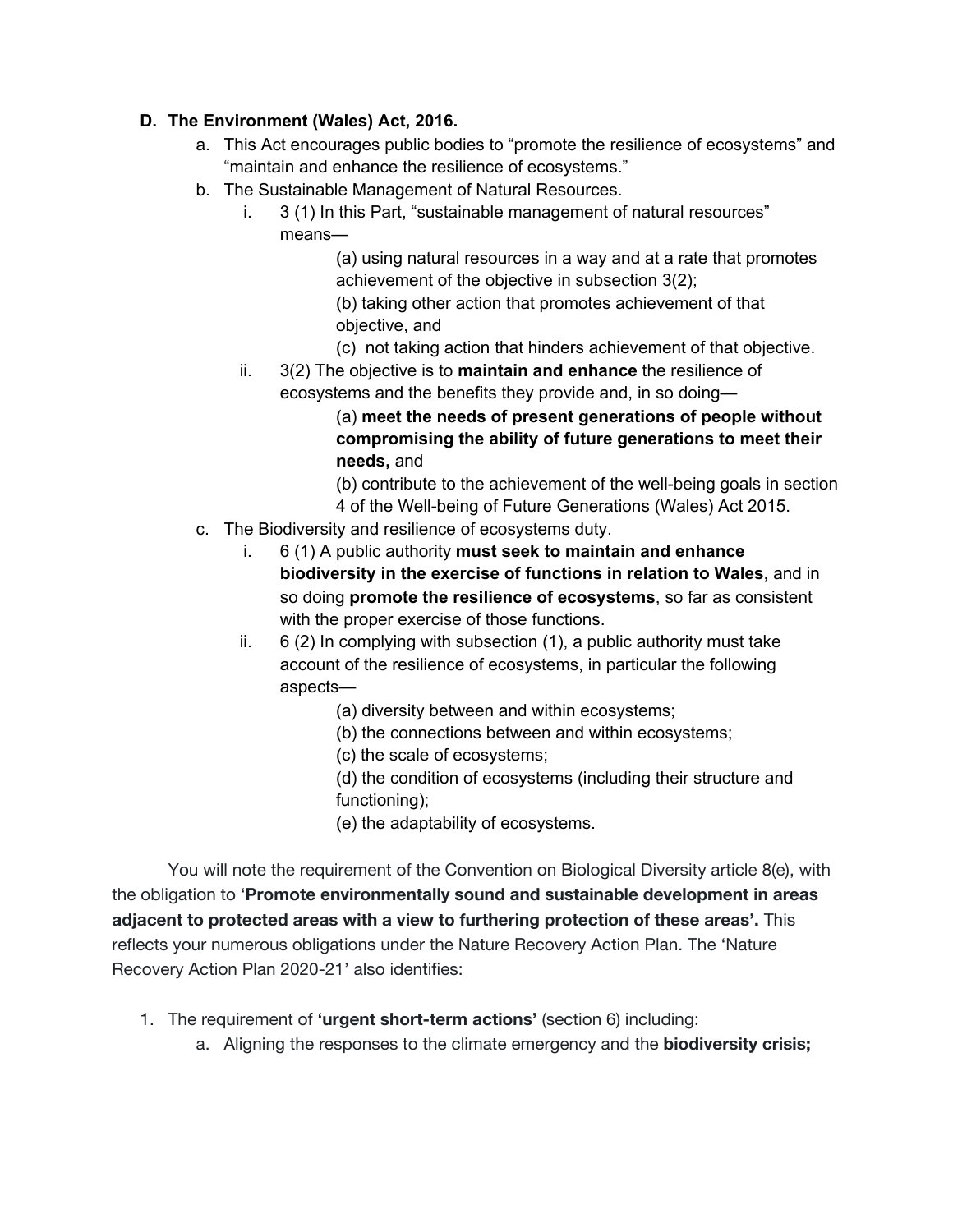**D. The Environment (Wales) Act, 2016.**

a. This Act encourages public bodies to "promote the resilience of ecosystems" and "maintain and enhance the resilience of ecosystems."

b. The Sustainable Management of Natural Resources.

   i. 3 (1) In this Part, "sustainable management of natural resources" means—

      (a) using natural resources in a way and at a rate that promotes achievement of the objective in subsection 3(2);

      (b) taking other action that promotes achievement of that objective, and

      (c) not taking action that hinders achievement of that objective.

   ii. 3(2) The objective is to **maintain and enhance** the resilience of ecosystems and the benefits they provide and, in so doing—

      (a) **meet the needs of present generations of people without compromising the ability of future generations to meet their needs,** and

      (b) contribute to the achievement of the well-being goals in section 4 of the Well-being of Future Generations (Wales) Act 2015.

c. The Biodiversity and resilience of ecosystems duty.

   i. 6 (1) A public authority **must seek to maintain and enhance biodiversity in the exercise of functions in relation to Wales**, and in so doing **promote the resilience of ecosystems**, so far as consistent with the proper exercise of those functions.

   ii. 6 (2) In complying with subsection (1), a public authority must take account of the resilience of ecosystems, in particular the following aspects—

      (a) diversity between and within ecosystems;

      (b) the connections between and within ecosystems;

      (c) the scale of ecosystems;

      (d) the condition of ecosystems (including their structure and functioning);

      (e) the adaptability of ecosystems.

You will note the requirement of the Convention on Biological Diversity article 8(e), with the obligation to '**Promote environmentally sound and sustainable development in areas adjacent to protected areas with a view to furthering protection of these areas'.** This reflects your numerous obligations under the Nature Recovery Action Plan. The 'Nature Recovery Action Plan 2020-21' also identifies:

1. The requirement of **'urgent short-term actions'** (section 6) including:
   a. Aligning the responses to the climate emergency and the **biodiversity crisis;**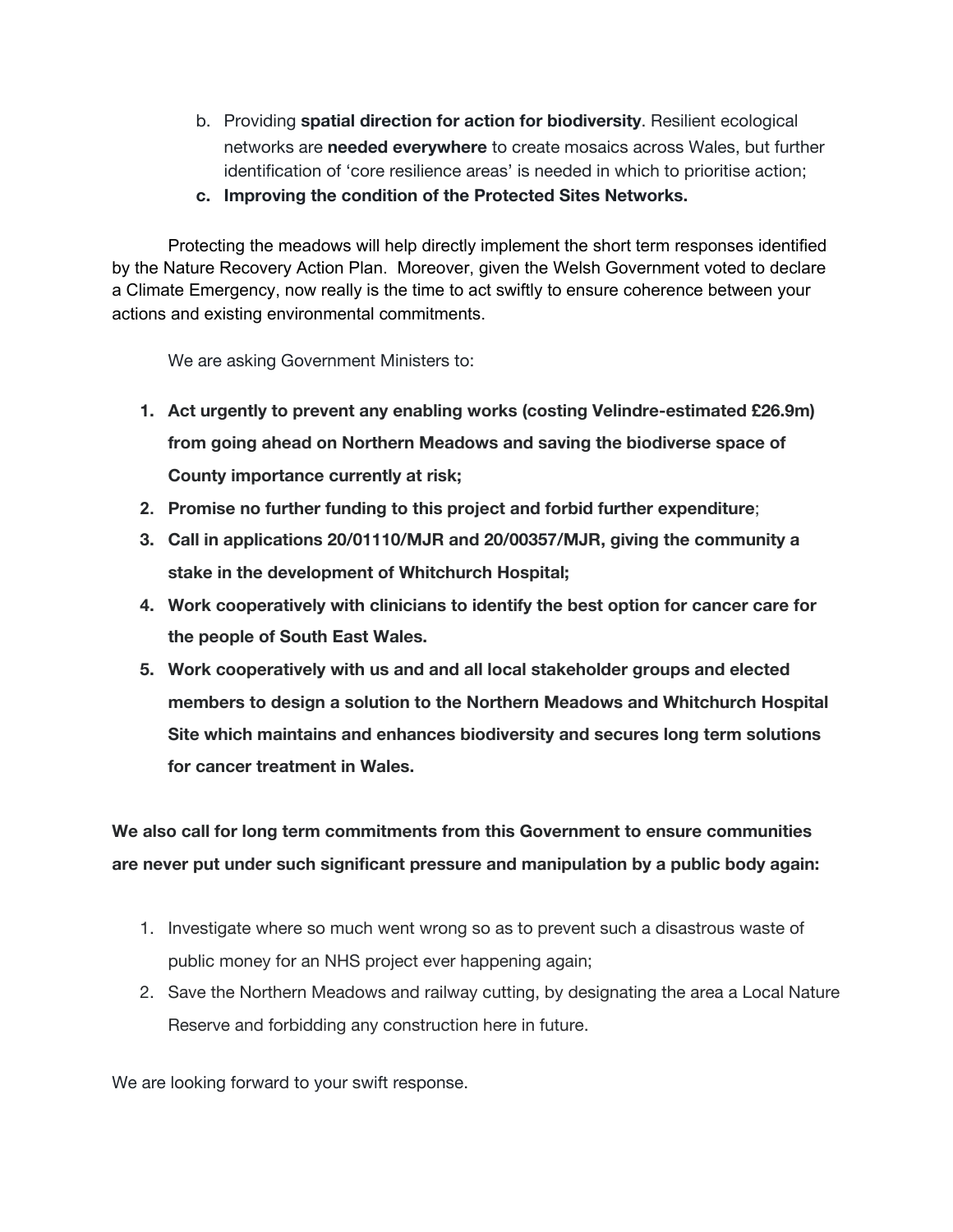b. Providing **spatial direction for action for biodiversity**. Resilient ecological networks are **needed everywhere** to create mosaics across Wales, but further identification of 'core resilience areas' is needed in which to prioritise action;

c. **Improving the condition of the Protected Sites Networks.**

Protecting the meadows will help directly implement the short term responses identified by the Nature Recovery Action Plan. Moreover, given the Welsh Government voted to declare a Climate Emergency, now really is the time to act swiftly to ensure coherence between your actions and existing environmental commitments.

We are asking Government Ministers to:

1. **Act urgently to prevent any enabling works (costing Velindre-estimated £26.9m) from going ahead on Northern Meadows and saving the biodiverse space of County importance currently at risk;**
2. **Promise no further funding to this project and forbid further expenditure**;
3. **Call in applications 20/01110/MJR and 20/00357/MJR, giving the community a stake in the development of Whitchurch Hospital;**
4. **Work cooperatively with clinicians to identify the best option for cancer care for the people of South East Wales.**
5. **Work cooperatively with us and and all local stakeholder groups and elected members to design a solution to the Northern Meadows and Whitchurch Hospital Site which maintains and enhances biodiversity and secures long term solutions for cancer treatment in Wales.**

**We also call for long term commitments from this Government to ensure communities are never put under such significant pressure and manipulation by a public body again:**

1. Investigate where so much went wrong so as to prevent such a disastrous waste of public money for an NHS project ever happening again;
2. Save the Northern Meadows and railway cutting, by designating the area a Local Nature Reserve and forbidding any construction here in future.

We are looking forward to your swift response.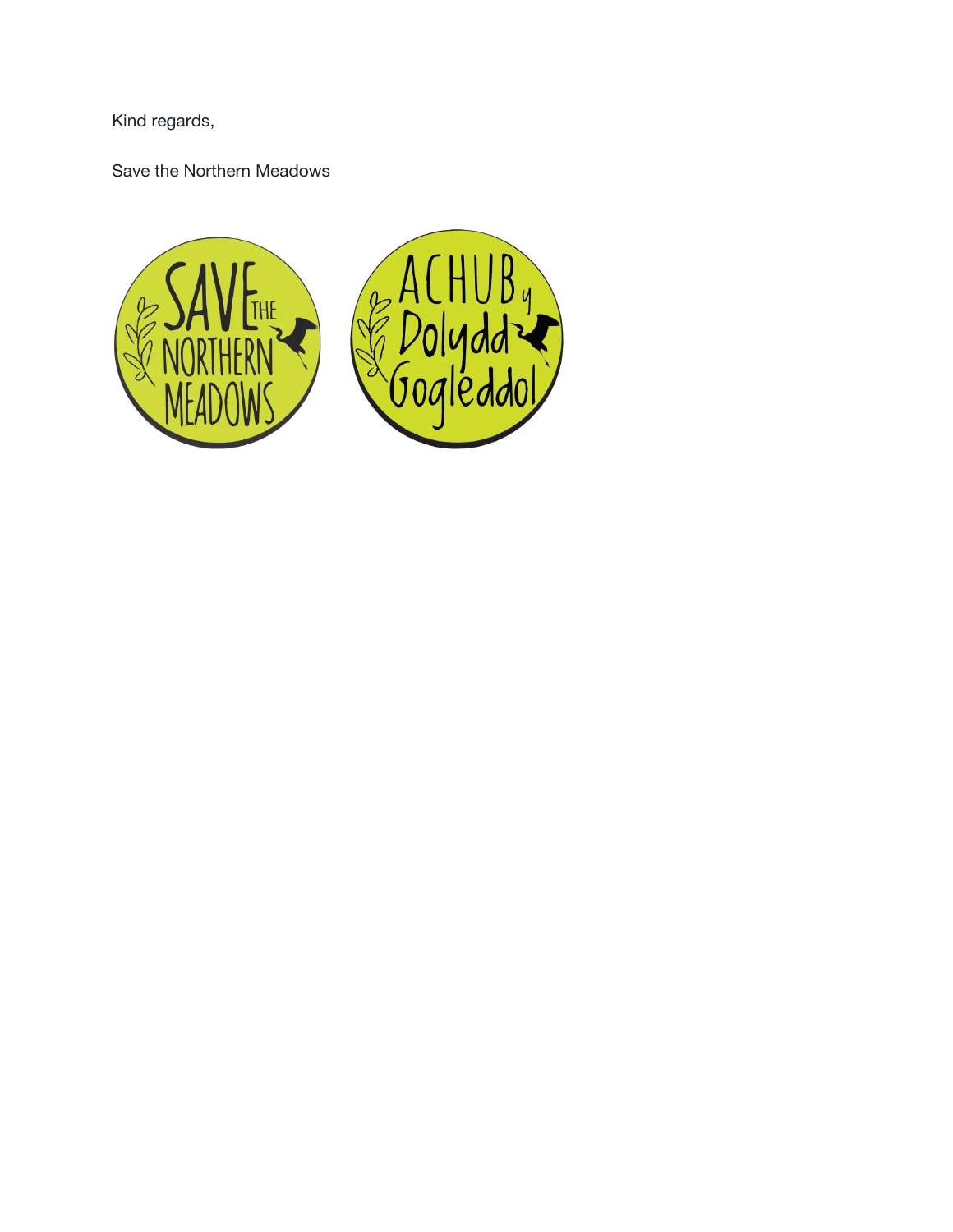Kind regards,

Save the Northern Meadows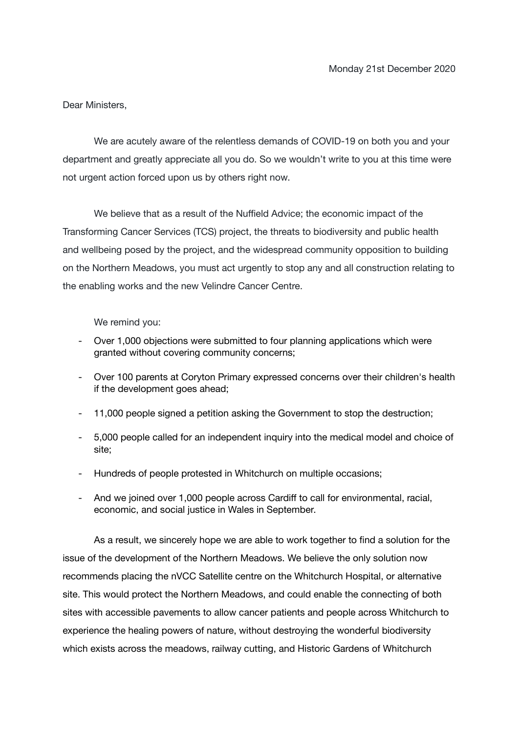Monday 21st December 2020

Dear Ministers,

We are acutely aware of the relentless demands of COVID-19 on both you and your department and greatly appreciate all you do. So we wouldn't write to you at this time were not urgent action forced upon us by others right now.

We believe that as a result of the Nuffield Advice; the economic impact of the Transforming Cancer Services (TCS) project, the threats to biodiversity and public health and wellbeing posed by the project, and the widespread community opposition to building on the Northern Meadows, you must act urgently to stop any and all construction relating to the enabling works and the new Velindre Cancer Centre.

We remind you:

- Over 1,000 objections were submitted to four planning applications which were granted without covering community concerns;
- Over 100 parents at Coryton Primary expressed concerns over their children's health if the development goes ahead;
- 11,000 people signed a petition asking the Government to stop the destruction;
- 5,000 people called for an independent inquiry into the medical model and choice of site;
- Hundreds of people protested in Whitchurch on multiple occasions;
- And we joined over 1,000 people across Cardiff to call for environmental, racial, economic, and social justice in Wales in September.

As a result, we sincerely hope we are able to work together to find a solution for the issue of the development of the Northern Meadows. We believe the only solution now recommends placing the nVCC Satellite centre on the Whitchurch Hospital, or alternative site. This would protect the Northern Meadows, and could enable the connecting of both sites with accessible pavements to allow cancer patients and people across Whitchurch to experience the healing powers of nature, without destroying the wonderful biodiversity which exists across the meadows, railway cutting, and Historic Gardens of Whitchurch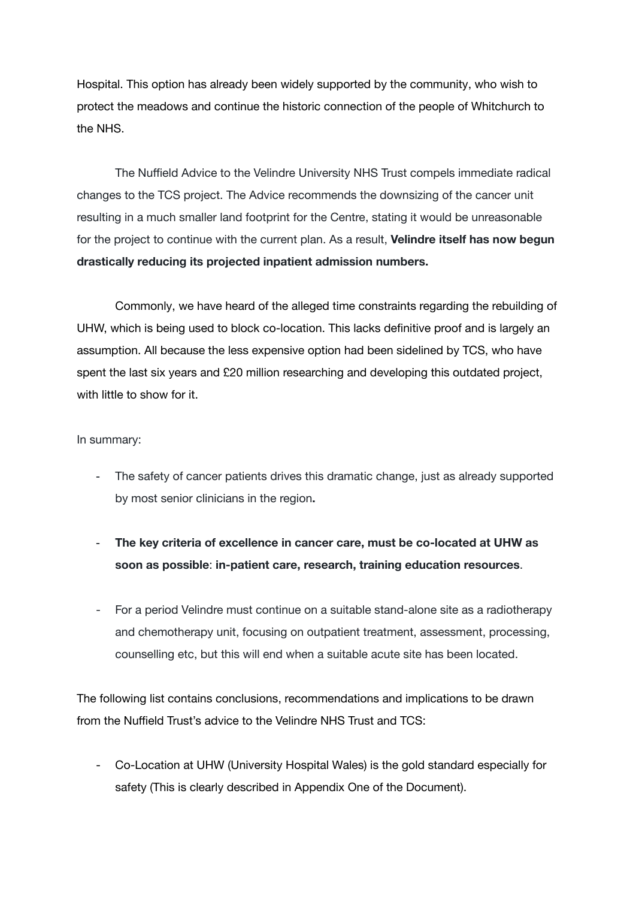Hospital. This option has already been widely supported by the community, who wish to protect the meadows and continue the historic connection of the people of Whitchurch to the NHS.

The Nuffield Advice to the Velindre University NHS Trust compels immediate radical changes to the TCS project. The Advice recommends the downsizing of the cancer unit resulting in a much smaller land footprint for the Centre, stating it would be unreasonable for the project to continue with the current plan. As a result, **Velindre itself has now begun drastically reducing its projected inpatient admission numbers.**

Commonly, we have heard of the alleged time constraints regarding the rebuilding of UHW, which is being used to block co-location. This lacks definitive proof and is largely an assumption. All because the less expensive option had been sidelined by TCS, who have spent the last six years and £20 million researching and developing this outdated project, with little to show for it.

In summary:

- The safety of cancer patients drives this dramatic change, just as already supported by most senior clinicians in the region**.**

- **The key criteria of excellence in cancer care, must be co-located at UHW as soon as possible**: **in-patient care, research, training education resources**.

- For a period Velindre must continue on a suitable stand-alone site as a radiotherapy and chemotherapy unit, focusing on outpatient treatment, assessment, processing, counselling etc, but this will end when a suitable acute site has been located.

The following list contains conclusions, recommendations and implications to be drawn from the Nuffield Trust's advice to the Velindre NHS Trust and TCS:

- Co-Location at UHW (University Hospital Wales) is the gold standard especially for safety (This is clearly described in Appendix One of the Document).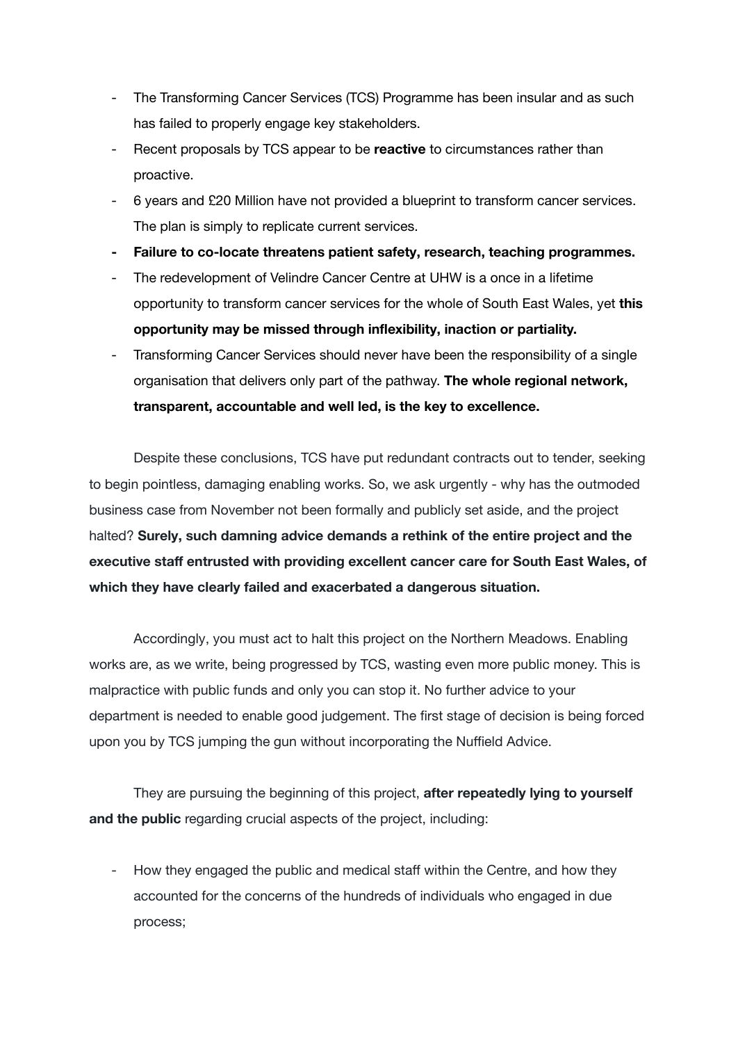- The Transforming Cancer Services (TCS) Programme has been insular and as such has failed to properly engage key stakeholders.
- Recent proposals by TCS appear to be **reactive** to circumstances rather than proactive.
- 6 years and £20 Million have not provided a blueprint to transform cancer services. The plan is simply to replicate current services.
- **Failure to co-locate threatens patient safety, research, teaching programmes.**
- The redevelopment of Velindre Cancer Centre at UHW is a once in a lifetime opportunity to transform cancer services for the whole of South East Wales, yet **this opportunity may be missed through inflexibility, inaction or partiality.**
- Transforming Cancer Services should never have been the responsibility of a single organisation that delivers only part of the pathway. **The whole regional network, transparent, accountable and well led, is the key to excellence.**

Despite these conclusions, TCS have put redundant contracts out to tender, seeking to begin pointless, damaging enabling works. So, we ask urgently - why has the outmoded business case from November not been formally and publicly set aside, and the project halted? **Surely, such damning advice demands a rethink of the entire project and the executive staff entrusted with providing excellent cancer care for South East Wales, of which they have clearly failed and exacerbated a dangerous situation.**

Accordingly, you must act to halt this project on the Northern Meadows. Enabling works are, as we write, being progressed by TCS, wasting even more public money. This is malpractice with public funds and only you can stop it. No further advice to your department is needed to enable good judgement. The first stage of decision is being forced upon you by TCS jumping the gun without incorporating the Nuffield Advice.

They are pursuing the beginning of this project, **after repeatedly lying to yourself and the public** regarding crucial aspects of the project, including:

- How they engaged the public and medical staff within the Centre, and how they accounted for the concerns of the hundreds of individuals who engaged in due process;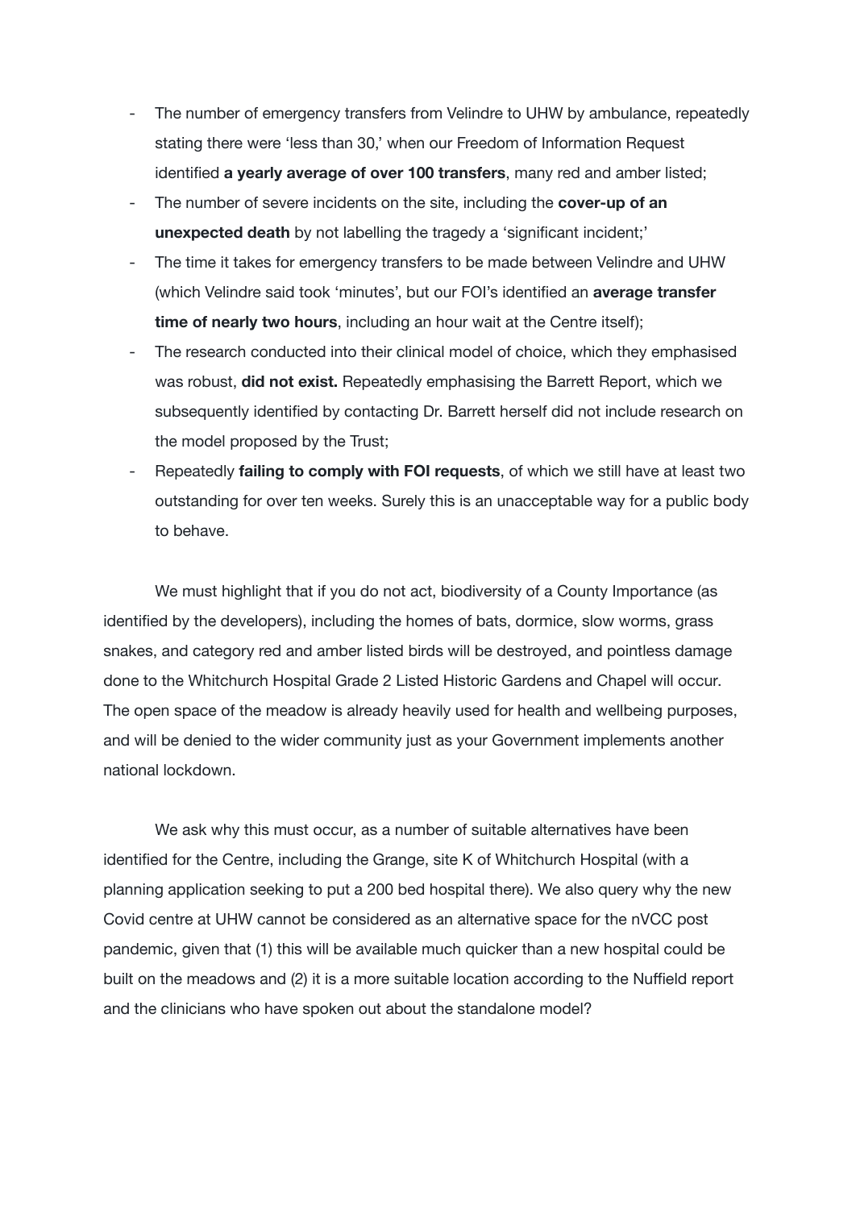- The number of emergency transfers from Velindre to UHW by ambulance, repeatedly stating there were 'less than 30,' when our Freedom of Information Request identified **a yearly average of over 100 transfers**, many red and amber listed;
- The number of severe incidents on the site, including the **cover-up of an unexpected death** by not labelling the tragedy a 'significant incident;'
- The time it takes for emergency transfers to be made between Velindre and UHW (which Velindre said took 'minutes', but our FOI's identified an **average transfer time of nearly two hours**, including an hour wait at the Centre itself);
- The research conducted into their clinical model of choice, which they emphasised was robust, **did not exist.** Repeatedly emphasising the Barrett Report, which we subsequently identified by contacting Dr. Barrett herself did not include research on the model proposed by the Trust;
- Repeatedly **failing to comply with FOI requests**, of which we still have at least two outstanding for over ten weeks. Surely this is an unacceptable way for a public body to behave.

We must highlight that if you do not act, biodiversity of a County Importance (as identified by the developers), including the homes of bats, dormice, slow worms, grass snakes, and category red and amber listed birds will be destroyed, and pointless damage done to the Whitchurch Hospital Grade 2 Listed Historic Gardens and Chapel will occur. The open space of the meadow is already heavily used for health and wellbeing purposes, and will be denied to the wider community just as your Government implements another national lockdown.

We ask why this must occur, as a number of suitable alternatives have been identified for the Centre, including the Grange, site K of Whitchurch Hospital (with a planning application seeking to put a 200 bed hospital there). We also query why the new Covid centre at UHW cannot be considered as an alternative space for the nVCC post pandemic, given that (1) this will be available much quicker than a new hospital could be built on the meadows and (2) it is a more suitable location according to the Nuffield report and the clinicians who have spoken out about the standalone model?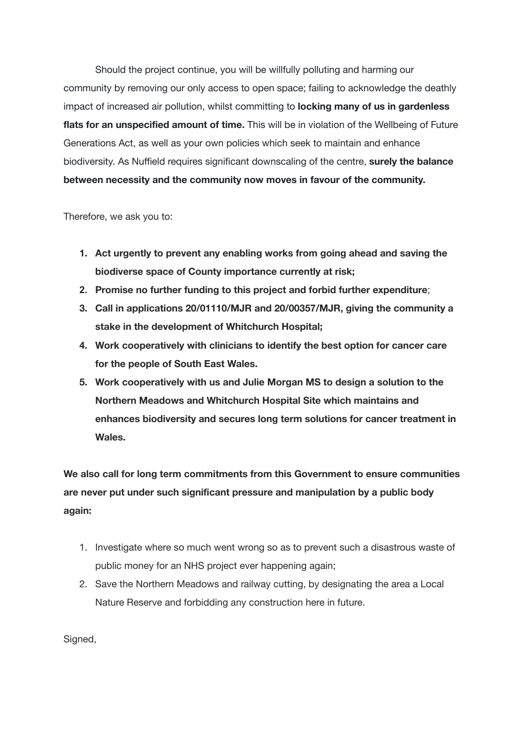Should the project continue, you will be willfully polluting and harming our community by removing our only access to open space; failing to acknowledge the deathly impact of increased air pollution, whilst committing to **locking many of us in gardenless flats for an unspecified amount of time.** This will be in violation of the Wellbeing of Future Generations Act, as well as your own policies which seek to maintain and enhance biodiversity. As Nuffield requires significant downscaling of the centre, **surely the balance between necessity and the community now moves in favour of the community.**

Therefore, we ask you to:

1. **Act urgently to prevent any enabling works from going ahead and saving the biodiverse space of County importance currently at risk;**
2. **Promise no further funding to this project and forbid further expenditure**;
3. **Call in applications 20/01110/MJR and 20/00357/MJR, giving the community a stake in the development of Whitchurch Hospital;**
4. **Work cooperatively with clinicians to identify the best option for cancer care for the people of South East Wales.**
5. **Work cooperatively with us and Julie Morgan MS to design a solution to the Northern Meadows and Whitchurch Hospital Site which maintains and enhances biodiversity and secures long term solutions for cancer treatment in Wales.**

**We also call for long term commitments from this Government to ensure communities are never put under such significant pressure and manipulation by a public body again:**

1. Investigate where so much went wrong so as to prevent such a disastrous waste of public money for an NHS project ever happening again;
2. Save the Northern Meadows and railway cutting, by designating the area a Local Nature Reserve and forbidding any construction here in future.

Signed,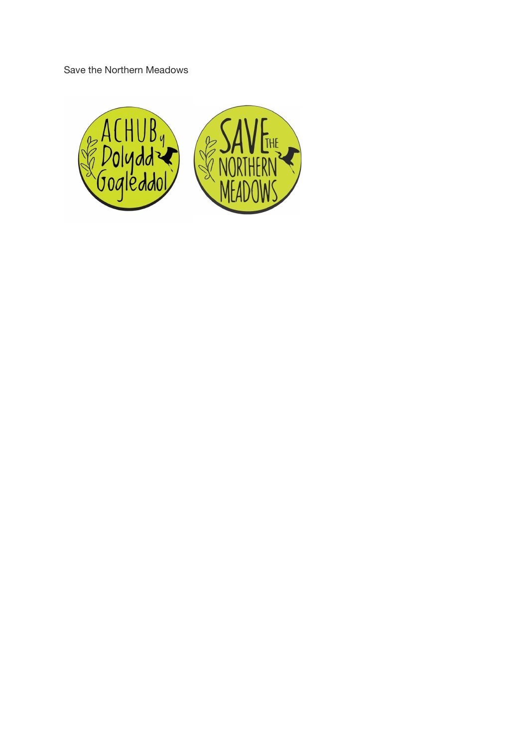Save the Northern Meadows